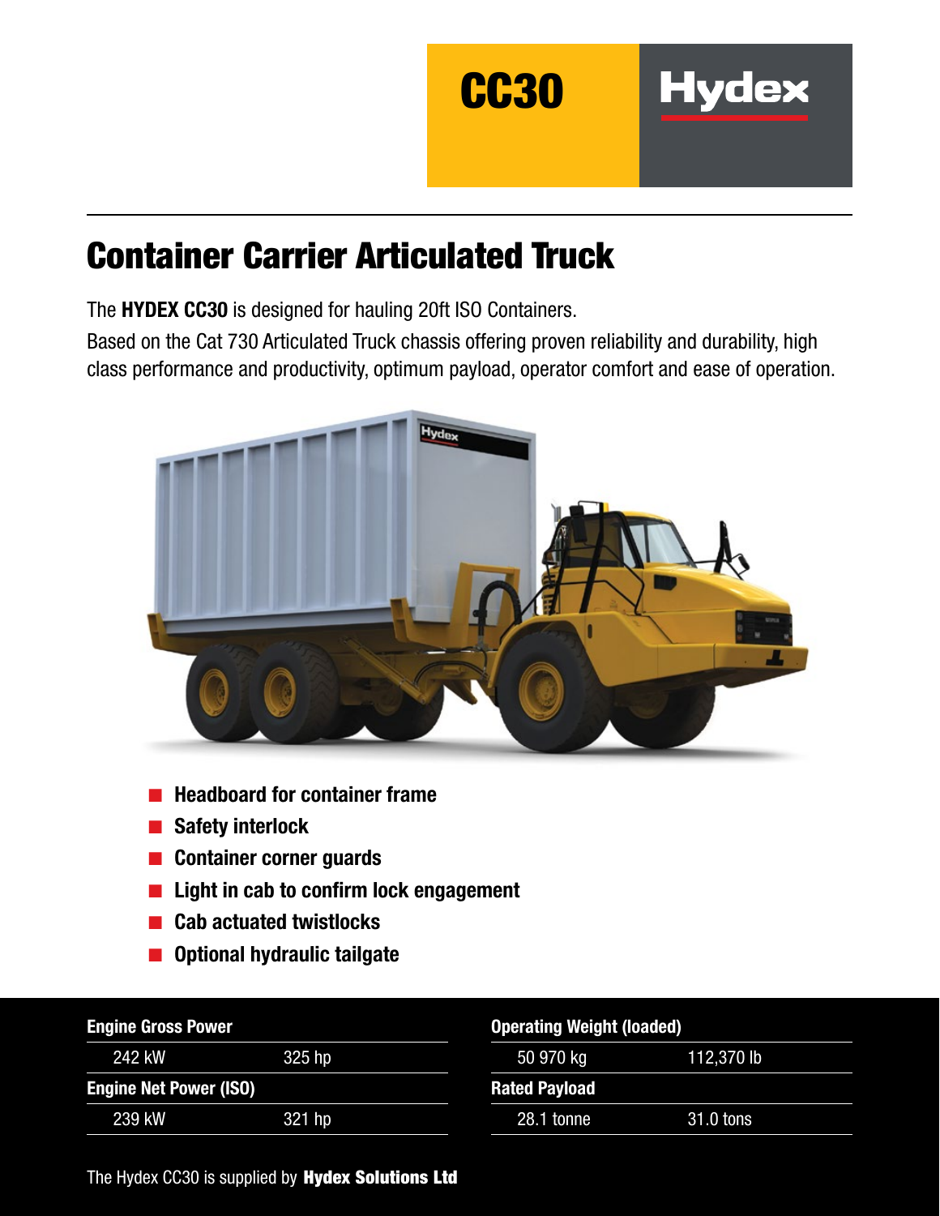# CC30

**Hydex**

## Container Carrier Articulated Truck

The **HYDEX CC30** is designed for hauling 20ft ISO Containers.

Based on the Cat 730 Articulated Truck chassis offering proven reliability and durability, high class performance and productivity, optimum payload, operator comfort and ease of operation.

- **Headboard for container frame**
- **Safety interlock**
- **Container corner guards**
- **Light in cab to confirm lock engagement**
- **Cab actuated twistlocks**
- **Optional hydraulic tailgate**

| **Engine Gross Power** | |
|---|---|
| 242 kW | 325 hp |
| **Engine Net Power (ISO)** | |
| 239 kW | 321 hp |

| **Operating Weight (loaded)** | |
|---|---|
| 50 970 kg | 112,370 lb |
| **Rated Payload** | |
| 28.1 tonne | 31.0 tons |

The Hydex CC30 is supplied by **Hydex Solutions Ltd**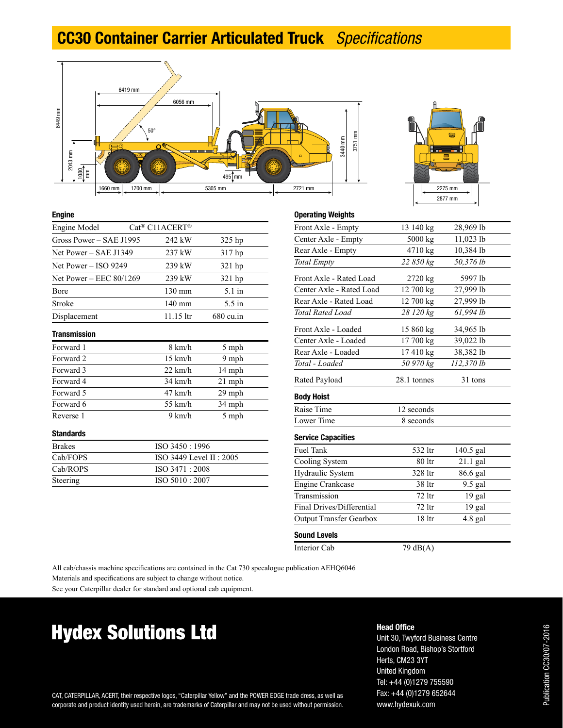# CC30 Container Carrier Articulated Truck *Specifications*

6419 mm
6056 mm
6449 mm
50°
2043 mm
1080 mm
495 mm
3440 mm
3751 mm
1660 mm
1700 mm
5305 mm
2721 mm
2275 mm
2877 mm

### Engine

| | | |
|---|---|---|
| Engine Model | Cat® C11ACERT® | |
| Gross Power – SAE J1995 | 242 kW | 325 hp |
| Net Power – SAE J1349 | 237 kW | 317 hp |
| Net Power – ISO 9249 | 239 kW | 321 hp |
| Net Power – EEC 80/1269 | 239 kW | 321 hp |
| Bore | 130 mm | 5.1 in |
| Stroke | 140 mm | 5.5 in |
| Displacement | 11.15 ltr | 680 cu.in |

### Transmission

| | | |
|---|---|---|
| Forward 1 | 8 km/h | 5 mph |
| Forward 2 | 15 km/h | 9 mph |
| Forward 3 | 22 km/h | 14 mph |
| Forward 4 | 34 km/h | 21 mph |
| Forward 5 | 47 km/h | 29 mph |
| Forward 6 | 55 km/h | 34 mph |
| Reverse 1 | 9 km/h | 5 mph |

### Standards

| | |
|---|---|
| Brakes | ISO 3450 : 1996 |
| Cab/FOPS | ISO 3449 Level II : 2005 |
| Cab/ROPS | ISO 3471 : 2008 |
| Steering | ISO 5010 : 2007 |

### Operating Weights

| | | |
|---|---|---|
| Front Axle - Empty | 13 140 kg | 28,969 lb |
| Center Axle - Empty | 5000 kg | 11,023 lb |
| Rear Axle - Empty | 4710 kg | 10,384 lb |
| *Total Empty* | *22 850 kg* | *50,376 lb* |
| Front Axle - Rated Load | 2720 kg | 5997 lb |
| Center Axle - Rated Load | 12 700 kg | 27,999 lb |
| Rear Axle - Rated Load | 12 700 kg | 27,999 lb |
| *Total Rated Load* | *28 120 kg* | *61,994 lb* |
| Front Axle - Loaded | 15 860 kg | 34,965 lb |
| Center Axle - Loaded | 17 700 kg | 39,022 lb |
| Rear Axle - Loaded | 17 410 kg | 38,382 lb |
| *Total - Loaded* | *50 970 kg* | *112,370 lb* |
| Rated Payload | 28.1 tonnes | 31 tons |

### Body Hoist

| | |
|---|---|
| Raise Time | 12 seconds |
| Lower Time | 8 seconds |

### Service Capacities

| | | |
|---|---|---|
| Fuel Tank | 532 ltr | 140.5 gal |
| Cooling System | 80 ltr | 21.1 gal |
| Hydraulic System | 328 ltr | 86.6 gal |
| Engine Crankcase | 38 ltr | 9.5 gal |
| Transmission | 72 ltr | 19 gal |
| Final Drives/Differential | 72 ltr | 19 gal |
| Output Transfer Gearbox | 18 ltr | 4.8 gal |

### Sound Levels

| | |
|---|---|
| Interior Cab | 79 dB(A) |

All cab/chassis machine specifications are contained in the Cat 730 specalogue publication AEHQ6046
Materials and specifications are subject to change without notice.
See your Caterpillar dealer for standard and optional cab equipment.

# Hydex Solutions Ltd

**Head Office**
Unit 30, Twyford Business Centre
London Road, Bishop's Stortford
Herts, CM23 3YT
United Kingdom
Tel: +44 (0)1279 755590
Fax: +44 (0)1279 652644
www.hydexuk.com

CAT, CATERPILLAR, ACERT, their respective logos, "Caterpillar Yellow" and the POWER EDGE trade dress, as well as corporate and product identity used herein, are trademarks of Caterpillar and may not be used without permission.

Publication CC30/07-2016